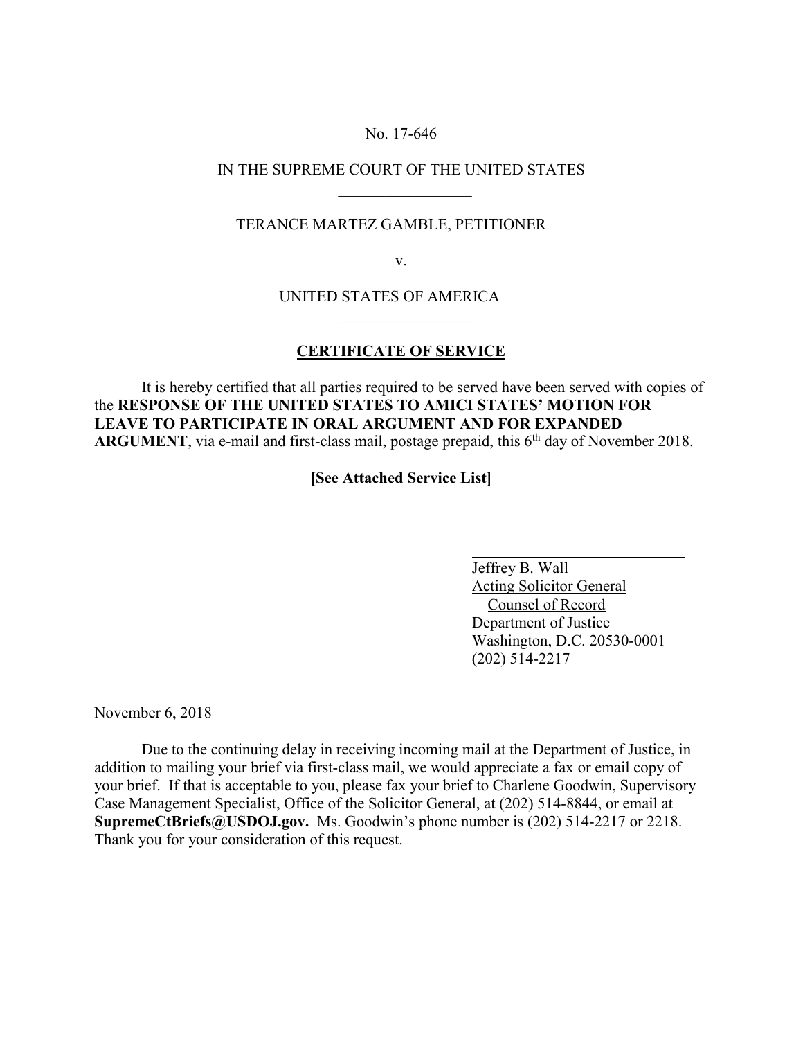No. 17-646

IN THE SUPREME COURT OF THE UNITED STATES

---

TERANCE MARTEZ GAMBLE, PETITIONER

v.

UNITED STATES OF AMERICA

---

**CERTIFICATE OF SERVICE**

It is hereby certified that all parties required to be served have been served with copies of the **RESPONSE OF THE UNITED STATES TO AMICI STATES' MOTION FOR LEAVE TO PARTICIPATE IN ORAL ARGUMENT AND FOR EXPANDED ARGUMENT**, via e-mail and first-class mail, postage prepaid, this 6th day of November 2018.

**[See Attached Service List]**

Jeffrey B. Wall
Acting Solicitor General
Counsel of Record
Department of Justice
Washington, D.C. 20530-0001
(202) 514-2217

November 6, 2018

Due to the continuing delay in receiving incoming mail at the Department of Justice, in addition to mailing your brief via first-class mail, we would appreciate a fax or email copy of your brief. If that is acceptable to you, please fax your brief to Charlene Goodwin, Supervisory Case Management Specialist, Office of the Solicitor General, at (202) 514-8844, or email at **SupremeCtBriefs@USDOJ.gov.** Ms. Goodwin's phone number is (202) 514-2217 or 2218. Thank you for your consideration of this request.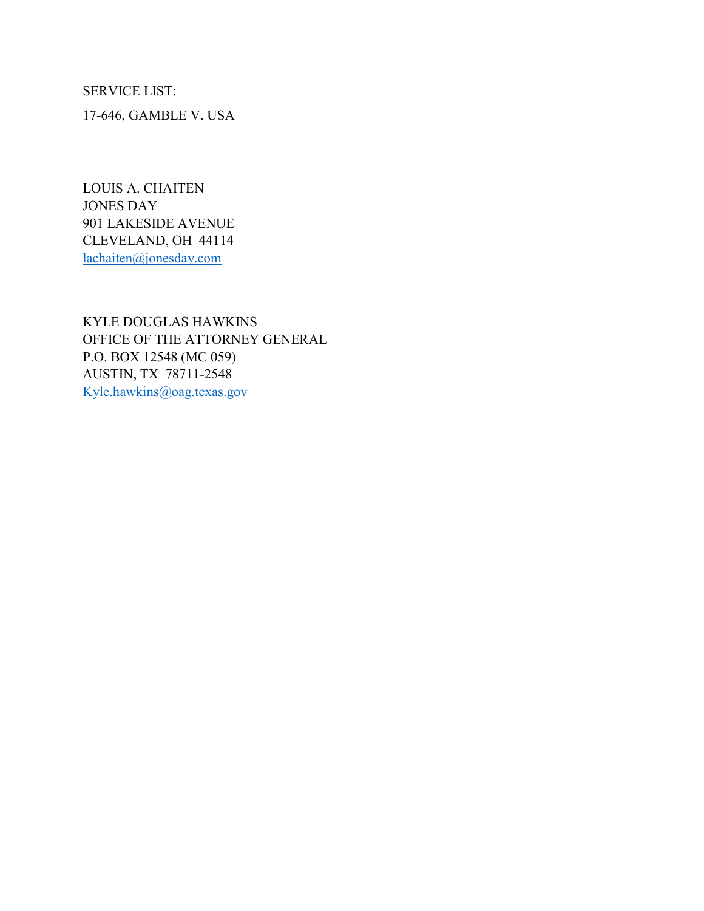SERVICE LIST:

17-646, GAMBLE V. USA

LOUIS A. CHAITEN
JONES DAY
901 LAKESIDE AVENUE
CLEVELAND, OH 44114
lachaiten@jonesday.com

KYLE DOUGLAS HAWKINS
OFFICE OF THE ATTORNEY GENERAL
P.O. BOX 12548 (MC 059)
AUSTIN, TX 78711-2548
Kyle.hawkins@oag.texas.gov